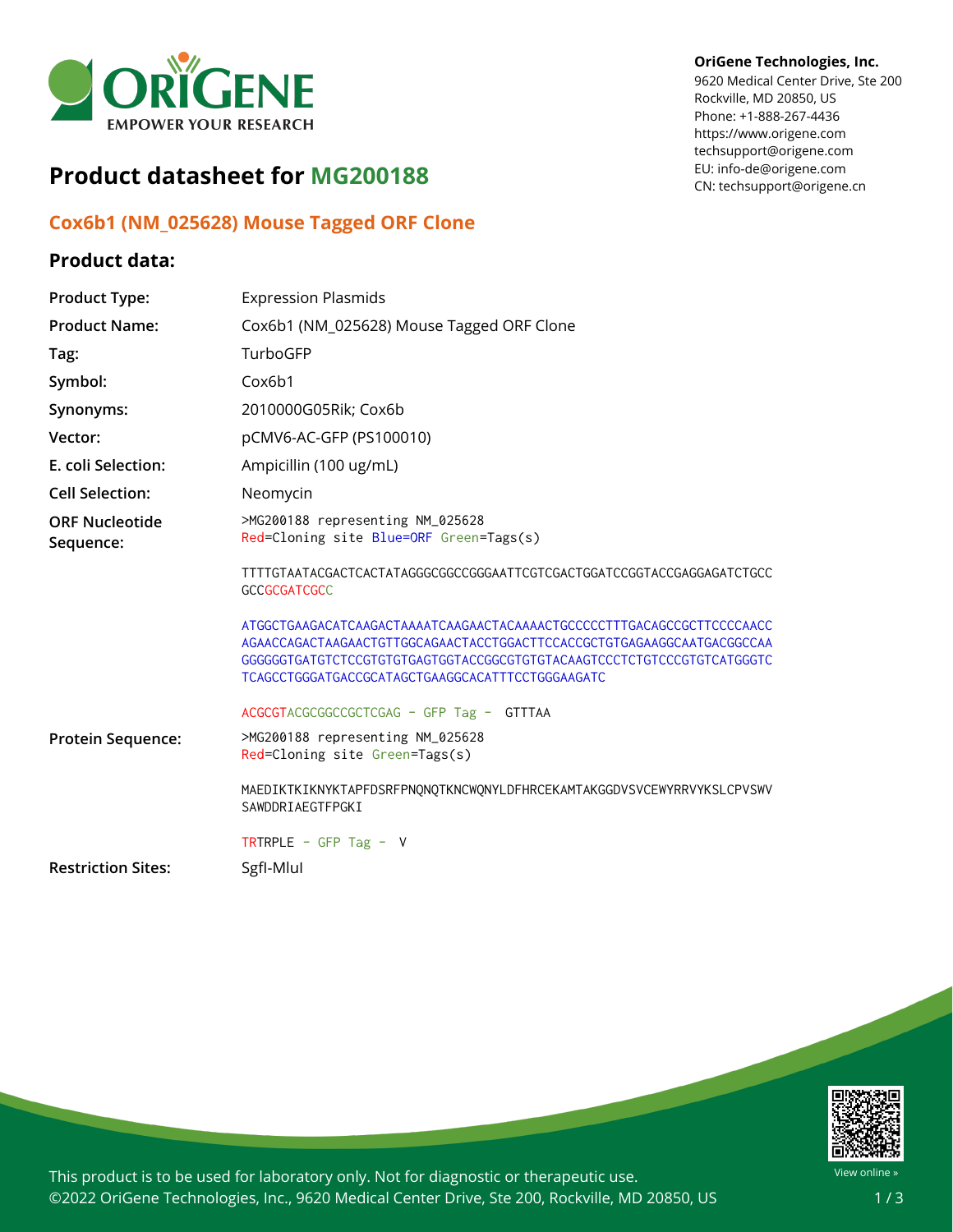OriGene Technologies, Inc.
9620 Medical Center Drive, Ste 200
Rockville, MD 20850, US
Phone: +1-888-267-4436
https://www.origene.com
techsupport@origene.com
EU: info-de@origene.com
CN: techsupport@origene.cn

# Product datasheet for MG200188

## Cox6b1 (NM_025628) Mouse Tagged ORF Clone

### Product data:

| | |
|---|---|
| **Product Type:** | Expression Plasmids |
| **Product Name:** | Cox6b1 (NM_025628) Mouse Tagged ORF Clone |
| **Tag:** | TurboGFP |
| **Symbol:** | Cox6b1 |
| **Synonyms:** | 2010000G05Rik; Cox6b |
| **Vector:** | pCMV6-AC-GFP (PS100010) |
| **E. coli Selection:** | Ampicillin (100 ug/mL) |
| **Cell Selection:** | Neomycin |

**ORF Nucleotide Sequence:**

```
>MG200188 representing NM_025628
Red=Cloning site Blue=ORF Green=Tags(s)

TTTTGTAATACGACTCACTATAGGGCGGCCGGGAATTCGTCGACTGGATCCGGTACCGAGGAGATCTGCC
GCCGCGATCGCC

ATGGCTGAAGACATCAAGACTAAAATCAAGAACTACAAAACTGCCCCCTTTGACAGCCGCTTCCCCAACC
AGAACCAGACTAAGAACTGTTGGCAGAACTACCTGGACTTCCACCGCTGTGAGAAGGCAATGACGGCCAA
GGGGGGTGATGTCTCCGTGTGTGAGTGGTACCGGCGTGTGTACAAGTCCCTCTGTCCCGTGTCATGGGTC
TCAGCCTGGGATGACCGCATAGCTGAAGGCACATTTCCTGGGAAGATC

ACGCGTACGCGGCCGCTCGAG - GFP Tag -  GTTTAA
```

**Protein Sequence:**

```
>MG200188 representing NM_025628
Red=Cloning site Green=Tags(s)

MAEDIKTKIKNYKTAPFDSRFPNQNQTKNCWQNYLDFHRCEKAMTAKGGDVSVCEWYRRVYKSLCPVSWV
SAWDDRIAEGTFPGKI

TRTRPLE - GFP Tag -  V
```

**Restriction Sites:** SgfI-MluI

This product is to be used for laboratory only. Not for diagnostic or therapeutic use.
©2022 OriGene Technologies, Inc., 9620 Medical Center Drive, Ste 200, Rockville, MD 20850, US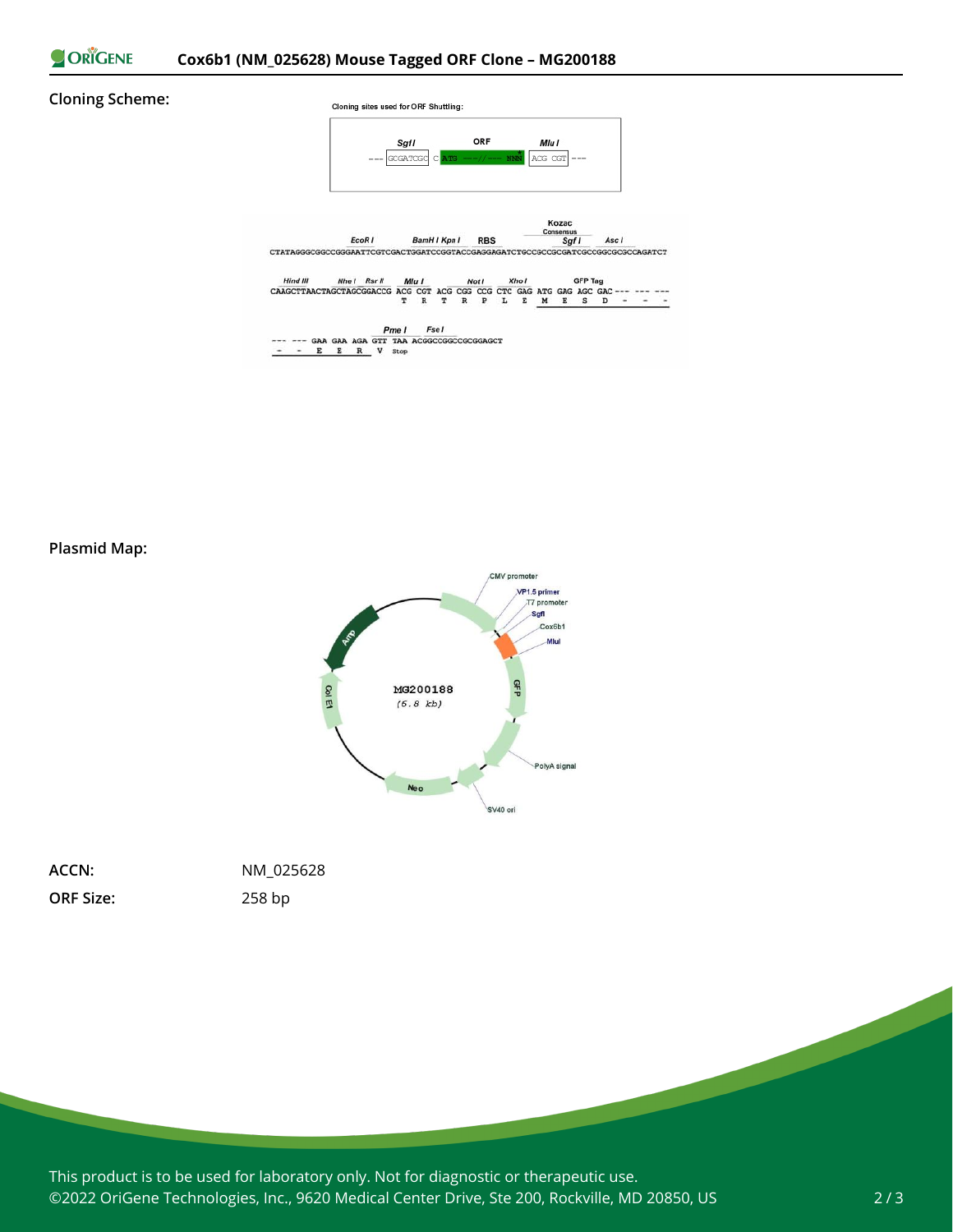## Cloning Scheme:

Cloning sites used for ORF Shuttling:

```
        SgfI          ORF           MluI
--- GCGATCGC C ATG ---//--- NNN  ACG CGT ---
```

```
                                                             Kozac
                                                             Consensus
             EcoR I           BamH I Kpn I      RBS              SgfI        Asc I
CTATAGGGCGGCCGGGAATTCGTCGACTGGATCCGGTACCGAGGAGATCTGCCGCCGCGATCGCCGGCGCGCCAGATCT

  Hind III      Nhe I   Rsr II   Mlu I        Not I      Xho I           GFP Tag
CAAGCTTAACTAGCTAGCGGACCG ACG CGT ACG CGG CCG CTC GAG ATG GAG AGC GAC --- --- ---
                          T   R   T   R   P   L   E   M   E   S   D   -   -   -

                    Pme I      Fse I
--- --- GAA GAA AGA GTT TAA ACGGCCGGCCGCGGAGCT
 -   -   E   E   R   V  Stop
```

## Plasmid Map:

MG200188 (6.8 kb)

CMV promoter, VP1.5 primer, T7 promoter, SgfI, Cox6b1, MluI, GFP, PolyA signal, SV40 ori, Neo, Col E1, Amp

**ACCN:** NM_025628

**ORF Size:** 258 bp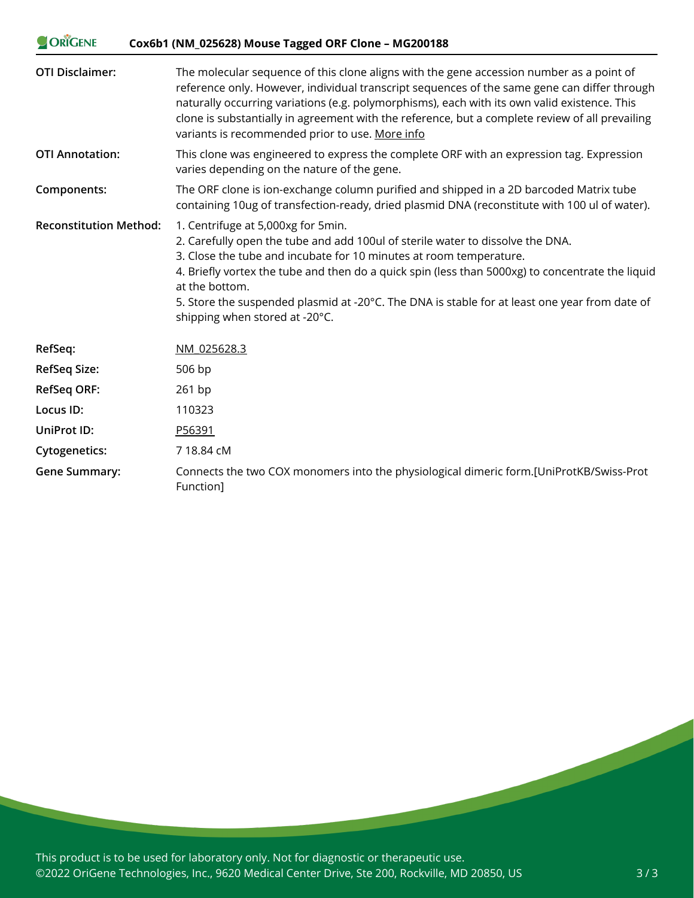| | |
|---|---|
| **OTI Disclaimer:** | The molecular sequence of this clone aligns with the gene accession number as a point of reference only. However, individual transcript sequences of the same gene can differ through naturally occurring variations (e.g. polymorphisms), each with its own valid existence. This clone is substantially in agreement with the reference, but a complete review of all prevailing variants is recommended prior to use. More info |
| **OTI Annotation:** | This clone was engineered to express the complete ORF with an expression tag. Expression varies depending on the nature of the gene. |
| **Components:** | The ORF clone is ion-exchange column purified and shipped in a 2D barcoded Matrix tube containing 10ug of transfection-ready, dried plasmid DNA (reconstitute with 100 ul of water). |
| **Reconstitution Method:** | 1. Centrifuge at 5,000xg for 5min.<br>2. Carefully open the tube and add 100ul of sterile water to dissolve the DNA.<br>3. Close the tube and incubate for 10 minutes at room temperature.<br>4. Briefly vortex the tube and then do a quick spin (less than 5000xg) to concentrate the liquid at the bottom.<br>5. Store the suspended plasmid at -20°C. The DNA is stable for at least one year from date of shipping when stored at -20°C. |
| **RefSeq:** | NM_025628.3 |
| **RefSeq Size:** | 506 bp |
| **RefSeq ORF:** | 261 bp |
| **Locus ID:** | 110323 |
| **UniProt ID:** | P56391 |
| **Cytogenetics:** | 7 18.84 cM |
| **Gene Summary:** | Connects the two COX monomers into the physiological dimeric form.[UniProtKB/Swiss-Prot Function] |

This product is to be used for laboratory only. Not for diagnostic or therapeutic use.
©2022 OriGene Technologies, Inc., 9620 Medical Center Drive, Ste 200, Rockville, MD 20850, US